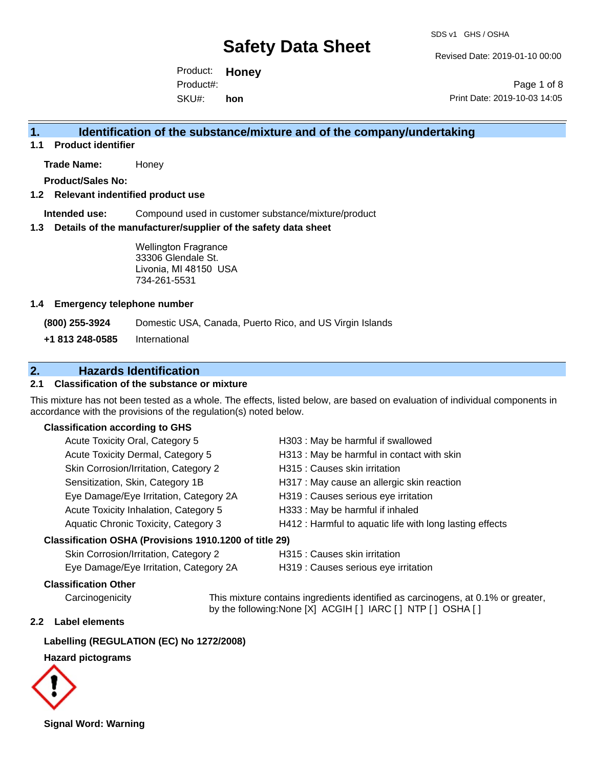# Safety Data Sheet

SDS v1 GHS / OSHA

Revised Date: 2019-01-10 00:00

Product: **Honey**

Product#:

SKU#: **hon**

Print Date: 2019-10-03 14:05

## 1. Identification of the substance/mixture and of the company/undertaking

### 1.1 Product identifier

**Trade Name:** Honey

**Product/Sales No:**

### 1.2 Relevant indentified product use

**Intended use:** Compound used in customer substance/mixture/product

### 1.3 Details of the manufacturer/supplier of the safety data sheet

Wellington Fragrance
33306 Glendale St.
Livonia, MI 48150 USA
734-261-5531

### 1.4 Emergency telephone number

**(800) 255-3924** Domestic USA, Canada, Puerto Rico, and US Virgin Islands

**+1 813 248-0585** International

## 2. Hazards Identification

### 2.1 Classification of the substance or mixture

This mixture has not been tested as a whole. The effects, listed below, are based on evaluation of individual components in accordance with the provisions of the regulation(s) noted below.

**Classification according to GHS**

| | |
|---|---|
| Acute Toxicity Oral, Category 5 | H303 : May be harmful if swallowed |
| Acute Toxicity Dermal, Category 5 | H313 : May be harmful in contact with skin |
| Skin Corrosion/Irritation, Category 2 | H315 : Causes skin irritation |
| Sensitization, Skin, Category 1B | H317 : May cause an allergic skin reaction |
| Eye Damage/Eye Irritation, Category 2A | H319 : Causes serious eye irritation |
| Acute Toxicity Inhalation, Category 5 | H333 : May be harmful if inhaled |
| Aquatic Chronic Toxicity, Category 3 | H412 : Harmful to aquatic life with long lasting effects |

**Classification OSHA (Provisions 1910.1200 of title 29)**

| | |
|---|---|
| Skin Corrosion/Irritation, Category 2 | H315 : Causes skin irritation |
| Eye Damage/Eye Irritation, Category 2A | H319 : Causes serious eye irritation |

**Classification Other**

Carcinogenicity: This mixture contains ingredients identified as carcinogens, at 0.1% or greater, by the following:None [X] ACGIH [ ] IARC [ ] NTP [ ] OSHA [ ]

### 2.2 Label elements

**Labelling (REGULATION (EC) No 1272/2008)**

**Hazard pictograms**

**Signal Word: Warning**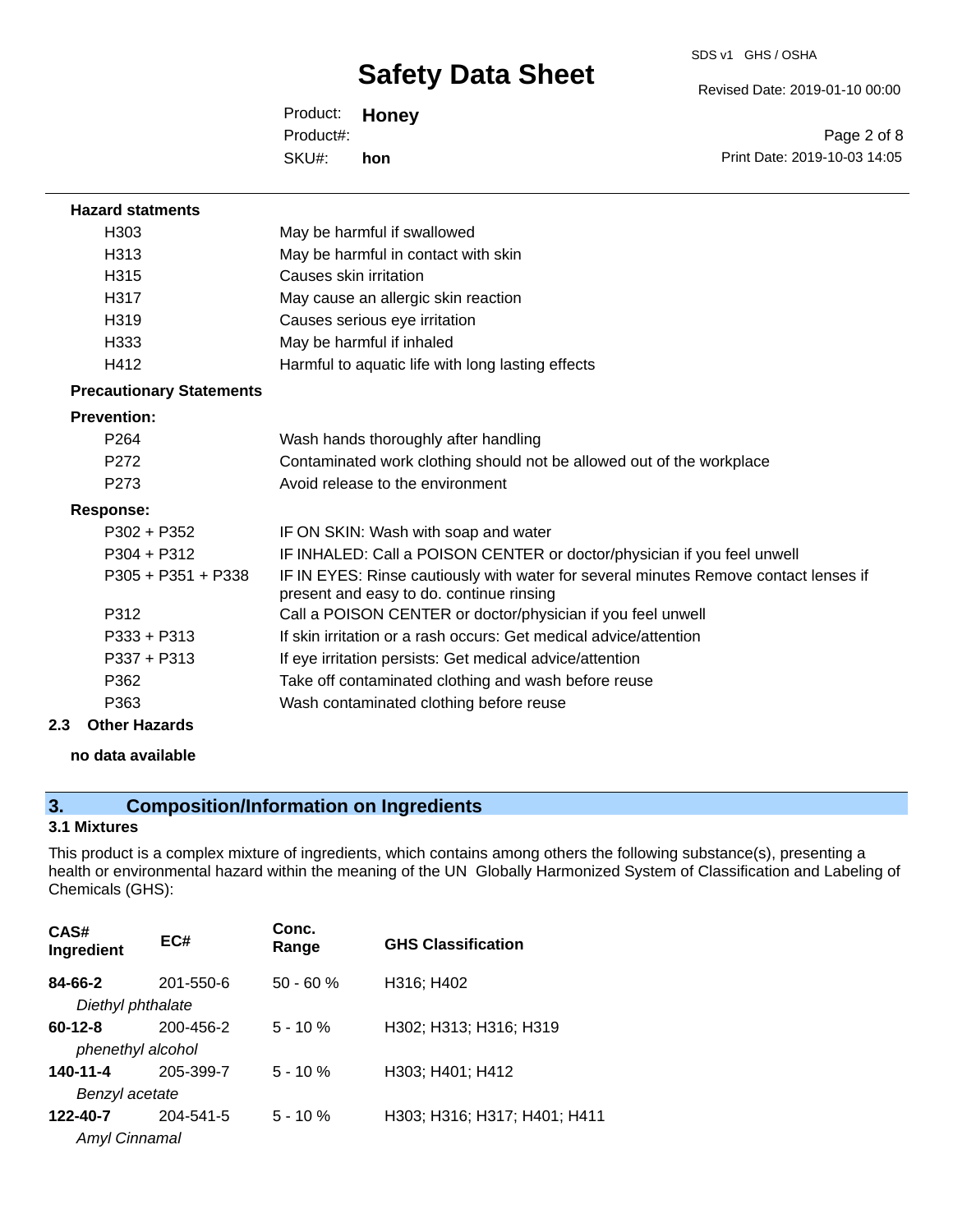**Hazard statments**

| | |
|---|---|
| H303 | May be harmful if swallowed |
| H313 | May be harmful in contact with skin |
| H315 | Causes skin irritation |
| H317 | May cause an allergic skin reaction |
| H319 | Causes serious eye irritation |
| H333 | May be harmful if inhaled |
| H412 | Harmful to aquatic life with long lasting effects |

**Precautionary Statements**

**Prevention:**

| | |
|---|---|
| P264 | Wash hands thoroughly after handling |
| P272 | Contaminated work clothing should not be allowed out of the workplace |
| P273 | Avoid release to the environment |

**Response:**

| | |
|---|---|
| P302 + P352 | IF ON SKIN: Wash with soap and water |
| P304 + P312 | IF INHALED: Call a POISON CENTER or doctor/physician if you feel unwell |
| P305 + P351 + P338 | IF IN EYES: Rinse cautiously with water for several minutes Remove contact lenses if present and easy to do. continue rinsing |
| P312 | Call a POISON CENTER or doctor/physician if you feel unwell |
| P333 + P313 | If skin irritation or a rash occurs: Get medical advice/attention |
| P337 + P313 | If eye irritation persists: Get medical advice/attention |
| P362 | Take off contaminated clothing and wash before reuse |
| P363 | Wash contaminated clothing before reuse |

### 2.3 Other Hazards

**no data available**

## 3. Composition/Information on Ingredients

### 3.1 Mixtures

This product is a complex mixture of ingredients, which contains among others the following substance(s), presenting a health or environmental hazard within the meaning of the UN Globally Harmonized System of Classification and Labeling of Chemicals (GHS):

| CAS# Ingredient | EC# | Conc. Range | GHS Classification |
|---|---|---|---|
| **84-66-2** *Diethyl phthalate* | 201-550-6 | 50 - 60 % | H316; H402 |
| **60-12-8** *phenethyl alcohol* | 200-456-2 | 5 - 10 % | H302; H313; H316; H319 |
| **140-11-4** *Benzyl acetate* | 205-399-7 | 5 - 10 % | H303; H401; H412 |
| **122-40-7** *Amyl Cinnamal* | 204-541-5 | 5 - 10 % | H303; H316; H317; H401; H411 |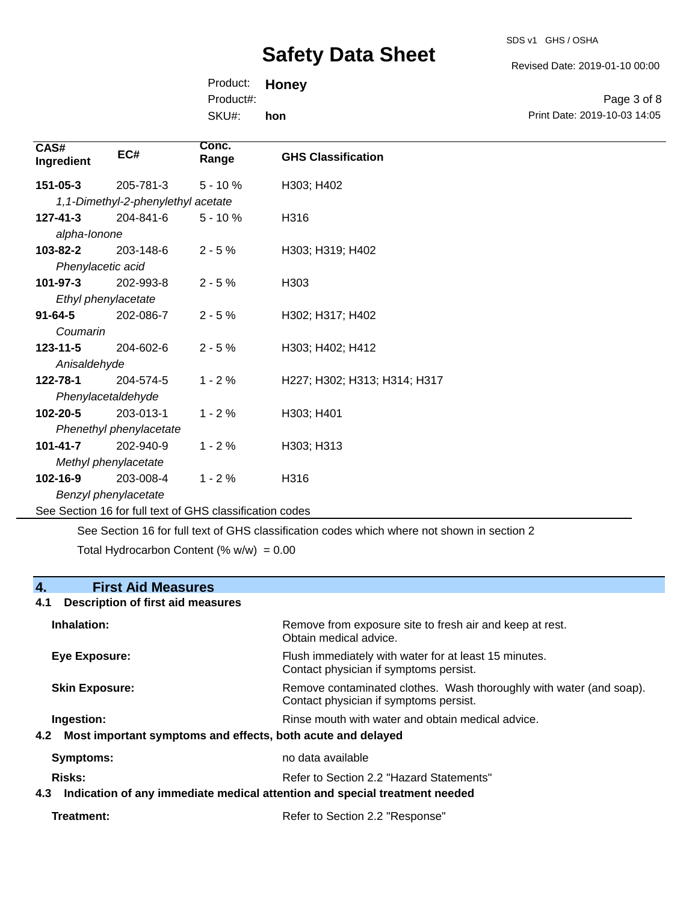| CAS# Ingredient | EC# | Conc. Range | GHS Classification |
|---|---|---|---|
| **151-05-3** | 205-781-3 | 5 - 10 % | H303; H402 |
| *1,1-Dimethyl-2-phenylethyl acetate* | | | |
| **127-41-3** | 204-841-6 | 5 - 10 % | H316 |
| *alpha-Ionone* | | | |
| **103-82-2** | 203-148-6 | 2 - 5 % | H303; H319; H402 |
| *Phenylacetic acid* | | | |
| **101-97-3** | 202-993-8 | 2 - 5 % | H303 |
| *Ethyl phenylacetate* | | | |
| **91-64-5** | 202-086-7 | 2 - 5 % | H302; H317; H402 |
| *Coumarin* | | | |
| **123-11-5** | 204-602-6 | 2 - 5 % | H303; H402; H412 |
| *Anisaldehyde* | | | |
| **122-78-1** | 204-574-5 | 1 - 2 % | H227; H302; H313; H314; H317 |
| *Phenylacetaldehyde* | | | |
| **102-20-5** | 203-013-1 | 1 - 2 % | H303; H401 |
| *Phenethyl phenylacetate* | | | |
| **101-41-7** | 202-940-9 | 1 - 2 % | H303; H313 |
| *Methyl phenylacetate* | | | |
| **102-16-9** | 203-008-4 | 1 - 2 % | H316 |
| *Benzyl phenylacetate* | | | |

See Section 16 for full text of GHS classification codes

See Section 16 for full text of GHS classification codes which where not shown in section 2

Total Hydrocarbon Content (% w/w) = 0.00

## 4. First Aid Measures

### 4.1 Description of first aid measures

**Inhalation:** Remove from exposure site to fresh air and keep at rest. Obtain medical advice.

**Eye Exposure:** Flush immediately with water for at least 15 minutes. Contact physician if symptoms persist.

**Skin Exposure:** Remove contaminated clothes. Wash thoroughly with water (and soap). Contact physician if symptoms persist.

**Ingestion:** Rinse mouth with water and obtain medical advice.

### 4.2 Most important symptoms and effects, both acute and delayed

**Symptoms:** no data available

**Risks:** Refer to Section 2.2 "Hazard Statements"

### 4.3 Indication of any immediate medical attention and special treatment needed

**Treatment:** Refer to Section 2.2 "Response"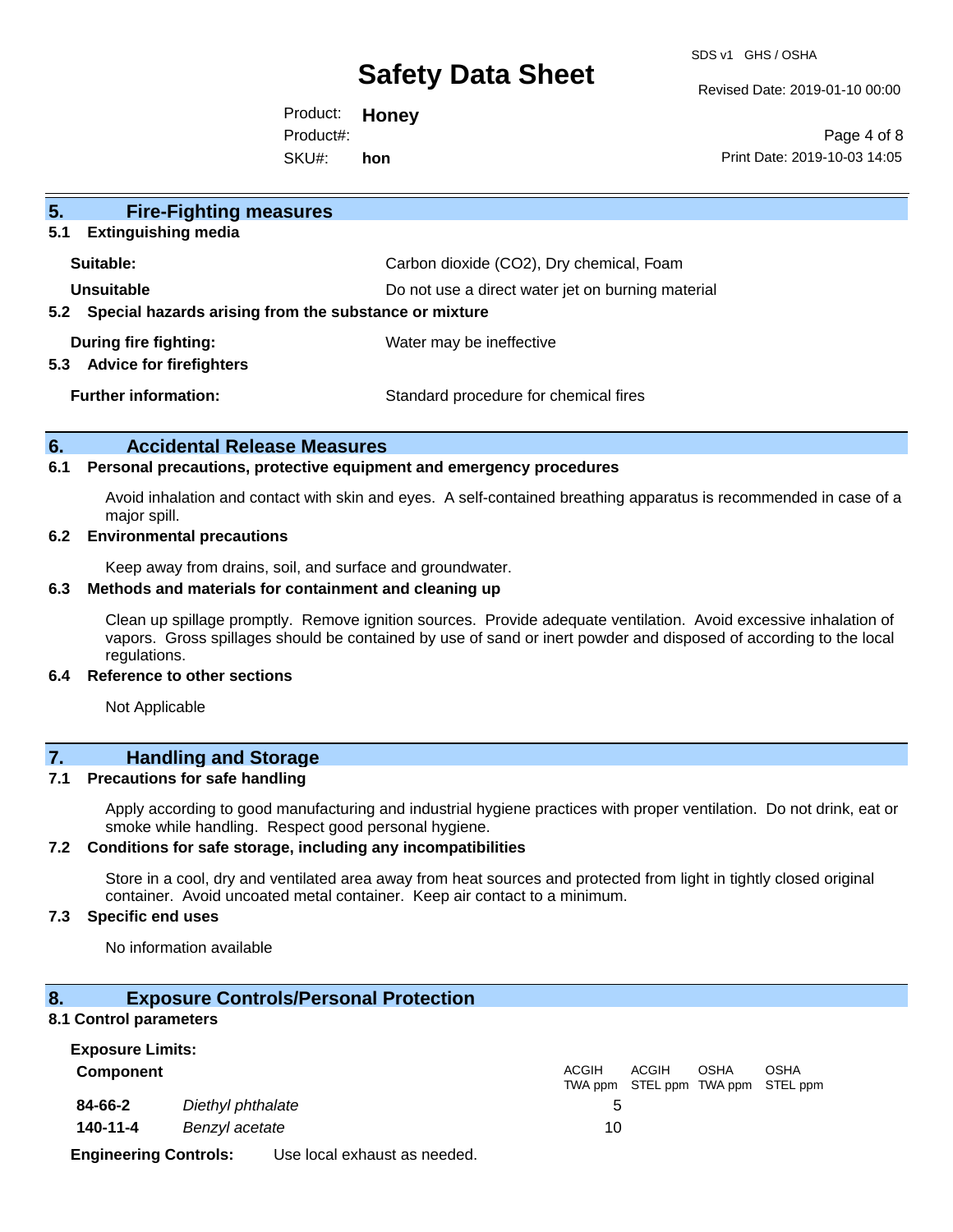## 5. Fire-Fighting measures

### 5.1 Extinguishing media

**Suitable:** Carbon dioxide ($CO_2$), Dry chemical, Foam

**Unsuitable** Do not use a direct water jet on burning material

### 5.2 Special hazards arising from the substance or mixture

**During fire fighting:** Water may be ineffective

### 5.3 Advice for firefighters

**Further information:** Standard procedure for chemical fires

## 6. Accidental Release Measures

### 6.1 Personal precautions, protective equipment and emergency procedures

Avoid inhalation and contact with skin and eyes. A self-contained breathing apparatus is recommended in case of a major spill.

### 6.2 Environmental precautions

Keep away from drains, soil, and surface and groundwater.

### 6.3 Methods and materials for containment and cleaning up

Clean up spillage promptly. Remove ignition sources. Provide adequate ventilation. Avoid excessive inhalation of vapors. Gross spillages should be contained by use of sand or inert powder and disposed of according to the local regulations.

### 6.4 Reference to other sections

Not Applicable

## 7. Handling and Storage

### 7.1 Precautions for safe handling

Apply according to good manufacturing and industrial hygiene practices with proper ventilation. Do not drink, eat or smoke while handling. Respect good personal hygiene.

### 7.2 Conditions for safe storage, including any incompatibilities

Store in a cool, dry and ventilated area away from heat sources and protected from light in tightly closed original container. Avoid uncoated metal container. Keep air contact to a minimum.

### 7.3 Specific end uses

No information available

## 8. Exposure Controls/Personal Protection

### 8.1 Control parameters

**Exposure Limits:**

| **Component** | | ACGIH TWA ppm | ACGIH STEL ppm | OSHA TWA ppm | OSHA STEL ppm |
|---|---|---|---|---|---|
| **84-66-2** | *Diethyl phthalate* | 5 | | | |
| **140-11-4** | *Benzyl acetate* | 10 | | | |

**Engineering Controls:** Use local exhaust as needed.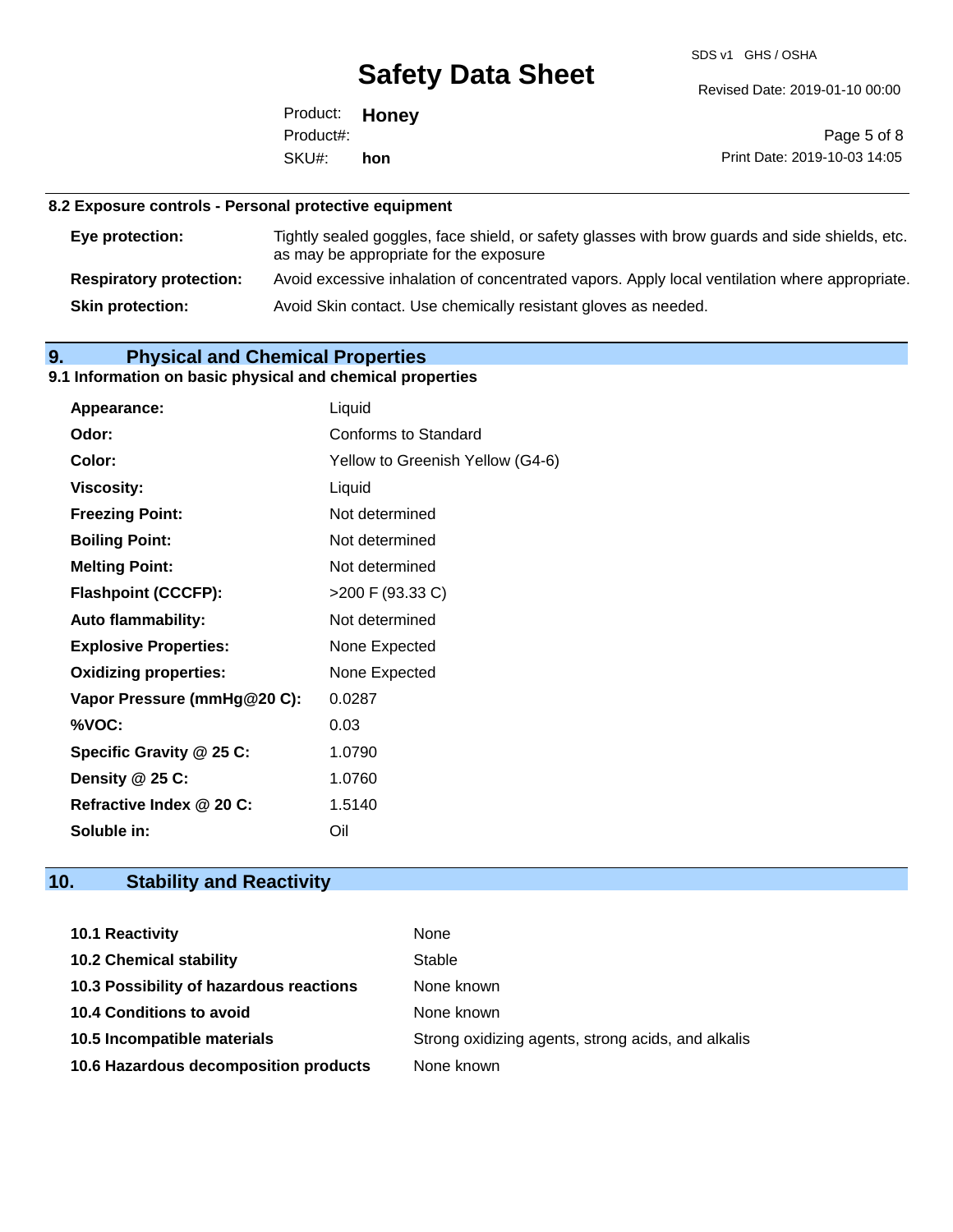### 8.2 Exposure controls - Personal protective equipment

| | |
|---|---|
| **Eye protection:** | Tightly sealed goggles, face shield, or safety glasses with brow guards and side shields, etc. as may be appropriate for the exposure |
| **Respiratory protection:** | Avoid excessive inhalation of concentrated vapors. Apply local ventilation where appropriate. |
| **Skin protection:** | Avoid Skin contact. Use chemically resistant gloves as needed. |

## 9. Physical and Chemical Properties

### 9.1 Information on basic physical and chemical properties

| | |
|---|---|
| **Appearance:** | Liquid |
| **Odor:** | Conforms to Standard |
| **Color:** | Yellow to Greenish Yellow (G4-6) |
| **Viscosity:** | Liquid |
| **Freezing Point:** | Not determined |
| **Boiling Point:** | Not determined |
| **Melting Point:** | Not determined |
| **Flashpoint (CCCFP):** | >200 F (93.33 C) |
| **Auto flammability:** | Not determined |
| **Explosive Properties:** | None Expected |
| **Oxidizing properties:** | None Expected |
| **Vapor Pressure (mmHg@20 C):** | 0.0287 |
| **%VOC:** | 0.03 |
| **Specific Gravity @ 25 C:** | 1.0790 |
| **Density @ 25 C:** | 1.0760 |
| **Refractive Index @ 20 C:** | 1.5140 |
| **Soluble in:** | Oil |

## 10. Stability and Reactivity

| | |
|---|---|
| **10.1 Reactivity** | None |
| **10.2 Chemical stability** | Stable |
| **10.3 Possibility of hazardous reactions** | None known |
| **10.4 Conditions to avoid** | None known |
| **10.5 Incompatible materials** | Strong oxidizing agents, strong acids, and alkalis |
| **10.6 Hazardous decomposition products** | None known |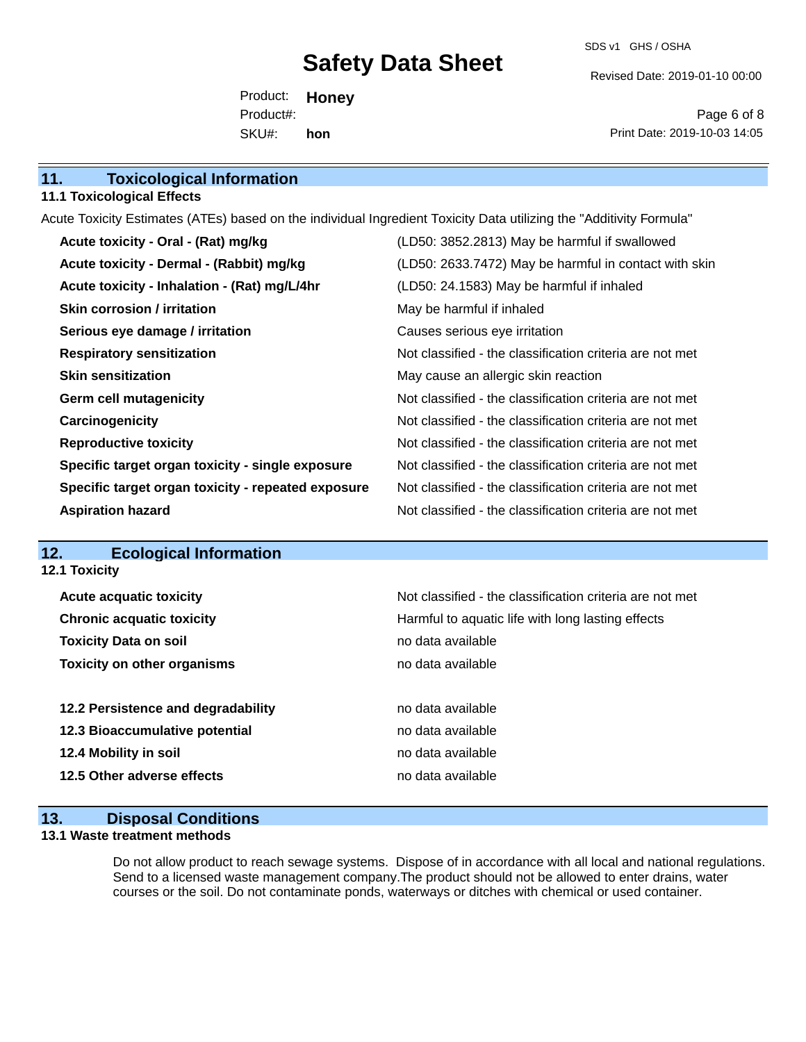## 11. Toxicological Information

### 11.1 Toxicological Effects

Acute Toxicity Estimates (ATEs) based on the individual Ingredient Toxicity Data utilizing the "Additivity Formula"

| | |
|---|---|
| **Acute toxicity - Oral - (Rat) mg/kg** | (LD50: 3852.2813) May be harmful if swallowed |
| **Acute toxicity - Dermal - (Rabbit) mg/kg** | (LD50: 2633.7472) May be harmful in contact with skin |
| **Acute toxicity - Inhalation - (Rat) mg/L/4hr** | (LD50: 24.1583) May be harmful if inhaled |
| **Skin corrosion / irritation** | May be harmful if inhaled |
| **Serious eye damage / irritation** | Causes serious eye irritation |
| **Respiratory sensitization** | Not classified - the classification criteria are not met |
| **Skin sensitization** | May cause an allergic skin reaction |
| **Germ cell mutagenicity** | Not classified - the classification criteria are not met |
| **Carcinogenicity** | Not classified - the classification criteria are not met |
| **Reproductive toxicity** | Not classified - the classification criteria are not met |
| **Specific target organ toxicity - single exposure** | Not classified - the classification criteria are not met |
| **Specific target organ toxicity - repeated exposure** | Not classified - the classification criteria are not met |
| **Aspiration hazard** | Not classified - the classification criteria are not met |

## 12. Ecological Information

### 12.1 Toxicity

| | |
|---|---|
| **Acute acquatic toxicity** | Not classified - the classification criteria are not met |
| **Chronic acquatic toxicity** | Harmful to aquatic life with long lasting effects |
| **Toxicity Data on soil** | no data available |
| **Toxicity on other organisms** | no data available |

| | |
|---|---|
| **12.2 Persistence and degradability** | no data available |
| **12.3 Bioaccumulative potential** | no data available |
| **12.4 Mobility in soil** | no data available |
| **12.5 Other adverse effects** | no data available |

## 13. Disposal Conditions

### 13.1 Waste treatment methods

Do not allow product to reach sewage systems. Dispose of in accordance with all local and national regulations. Send to a licensed waste management company.The product should not be allowed to enter drains, water courses or the soil. Do not contaminate ponds, waterways or ditches with chemical or used container.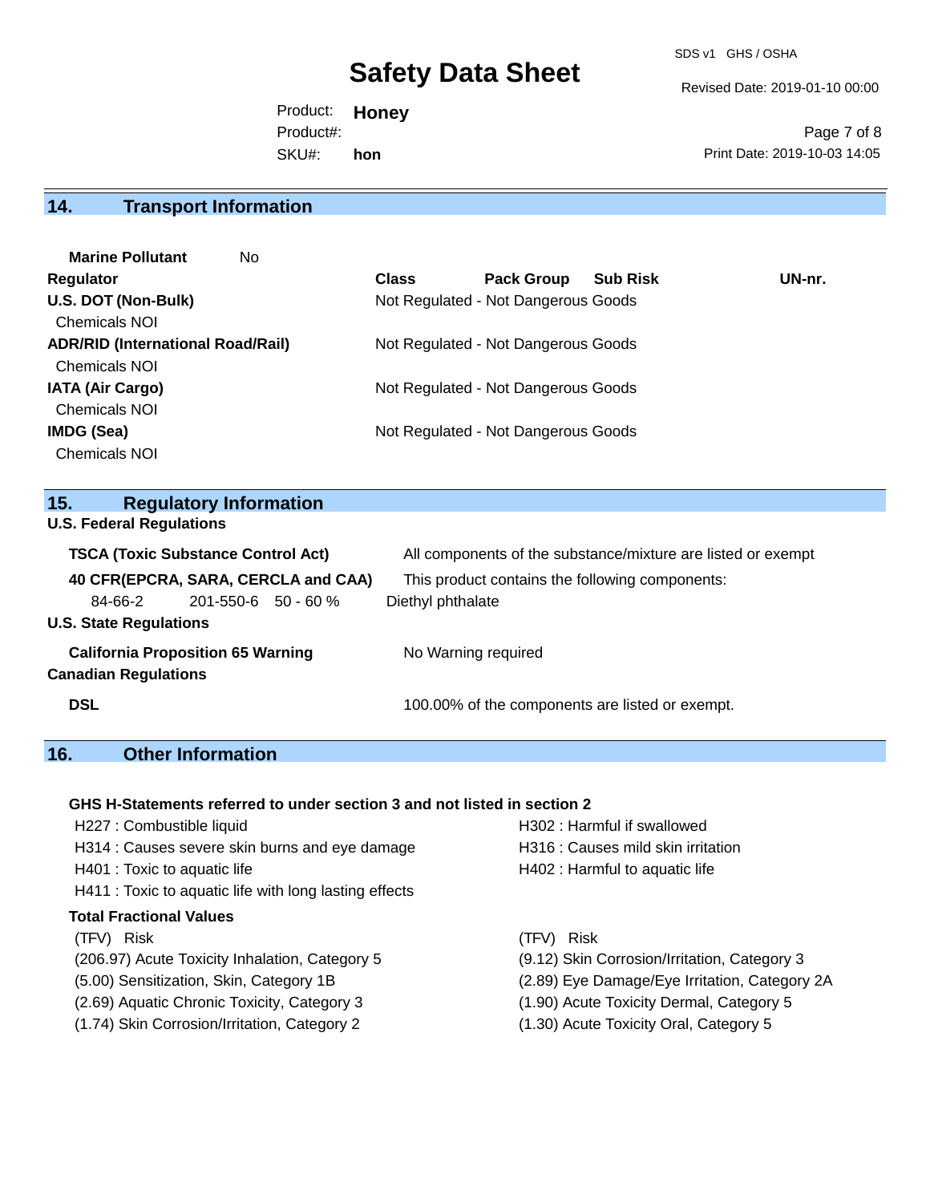## 14. Transport Information

**Marine Pollutant** No

| Regulator | Class | Pack Group | Sub Risk | UN-nr. |
|---|---|---|---|---|
| **U.S. DOT (Non-Bulk)** | Not Regulated - Not Dangerous Goods | | | |
| Chemicals NOI | | | | |
| **ADR/RID (International Road/Rail)** | Not Regulated - Not Dangerous Goods | | | |
| Chemicals NOI | | | | |
| **IATA (Air Cargo)** | Not Regulated - Not Dangerous Goods | | | |
| Chemicals NOI | | | | |
| **IMDG (Sea)** | Not Regulated - Not Dangerous Goods | | | |
| Chemicals NOI | | | | |

## 15. Regulatory Information

**U.S. Federal Regulations**

**TSCA (Toxic Substance Control Act)** All components of the substance/mixture are listed or exempt

**40 CFR(EPCRA, SARA, CERCLA and CAA)** This product contains the following components:

| | | | |
|---|---|---|---|
| 84-66-2 | 201-550-6 | 50 - 60 % | Diethyl phthalate |

**U.S. State Regulations**

**California Proposition 65 Warning** No Warning required

**Canadian Regulations**

**DSL** 100.00% of the components are listed or exempt.

## 16. Other Information

**GHS H-Statements referred to under section 3 and not listed in section 2**

- H227 : Combustible liquid
- H302 : Harmful if swallowed
- H314 : Causes severe skin burns and eye damage
- H316 : Causes mild skin irritation
- H401 : Toxic to aquatic life
- H402 : Harmful to aquatic life
- H411 : Toxic to aquatic life with long lasting effects

**Total Fractional Values**

| (TFV) Risk | (TFV) Risk |
|---|---|
| (206.97) Acute Toxicity Inhalation, Category 5 | (9.12) Skin Corrosion/Irritation, Category 3 |
| (5.00) Sensitization, Skin, Category 1B | (2.89) Eye Damage/Eye Irritation, Category 2A |
| (2.69) Aquatic Chronic Toxicity, Category 3 | (1.90) Acute Toxicity Dermal, Category 5 |
| (1.74) Skin Corrosion/Irritation, Category 2 | (1.30) Acute Toxicity Oral, Category 5 |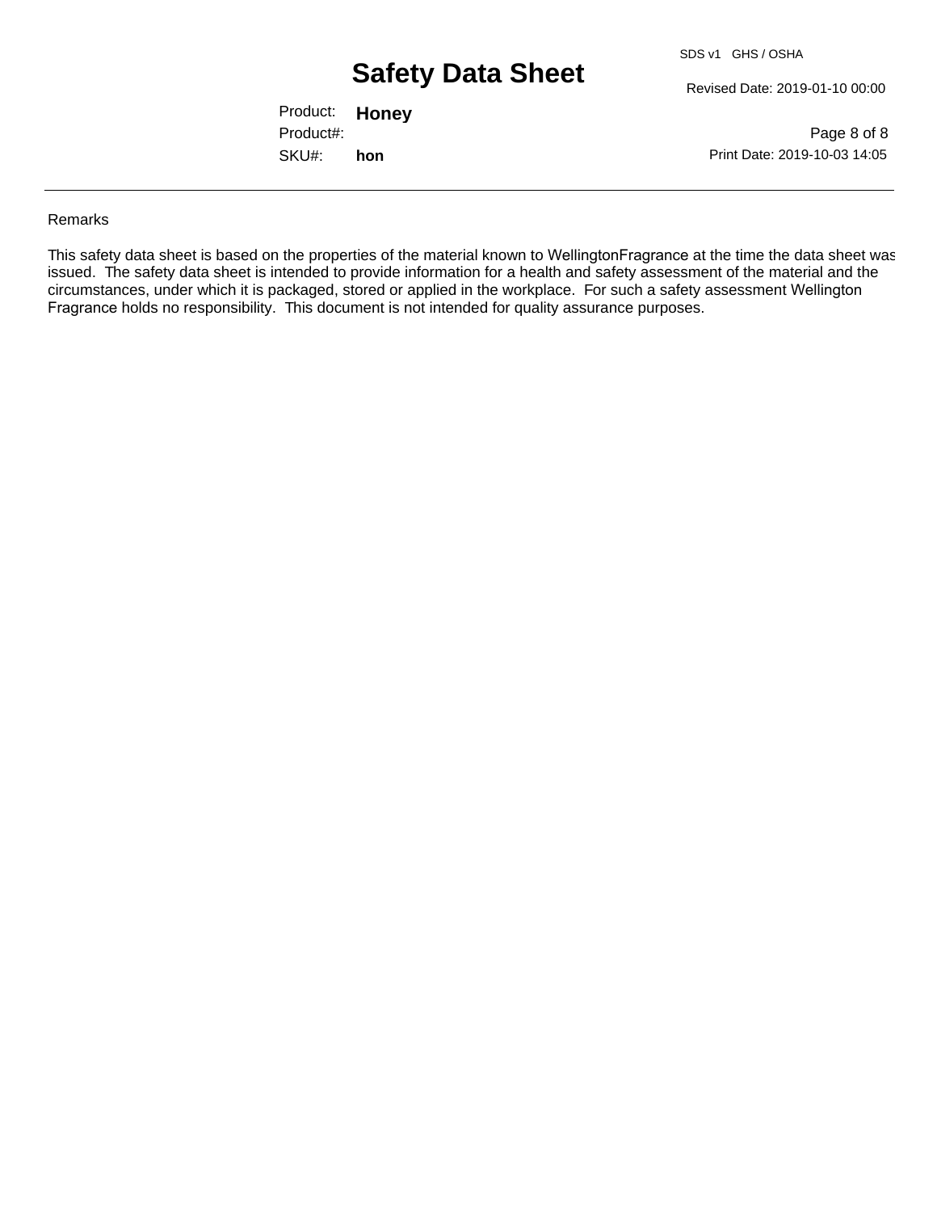## Remarks

This safety data sheet is based on the properties of the material known to WellingtonFragrance at the time the data sheet was issued. The safety data sheet is intended to provide information for a health and safety assessment of the material and the circumstances, under which it is packaged, stored or applied in the workplace. For such a safety assessment Wellington Fragrance holds no responsibility. This document is not intended for quality assurance purposes.